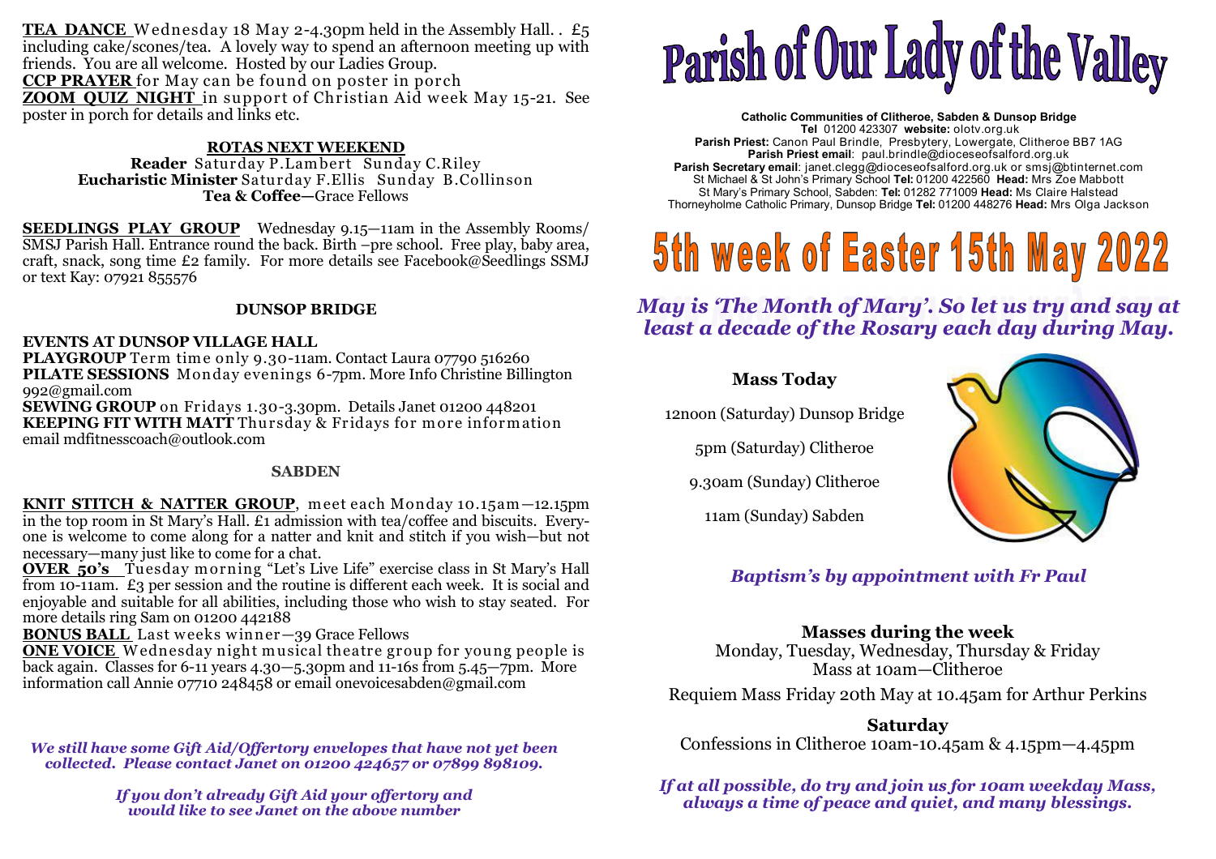**TEA DANCE** Wednesday 18 May 2-4.30pm held in the Assembly Hall. . £5 including cake/scones/tea. A lovely way to spend an afternoon meeting up with friends. You are all welcome. Hosted by our Ladies Group.

**CCP PRAYER** for May can be found on poster in porch

**ZOOM QUIZ NIGHT** in support of Christian Aid week May 15-21. See poster in porch for details and links etc.

**ROTAS NEXT WEEKEND**

**Reader** Saturday P.Lambert Sunday C.Riley
**Eucharistic Minister** Saturday F.Ellis Sunday B.Collinson
**Tea & Coffee—**Grace Fellows

**SEEDLINGS PLAY GROUP** Wednesday 9.15—11am in the Assembly Rooms/ SMSJ Parish Hall. Entrance round the back. Birth –pre school. Free play, baby area, craft, snack, song time £2 family. For more details see Facebook@Seedlings SSMJ or text Kay: 07921 855576

## DUNSOP BRIDGE

**EVENTS AT DUNSOP VILLAGE HALL**

**PLAYGROUP** Term time only 9.30-11am. Contact Laura 07790 516260

**PILATE SESSIONS** Monday evenings 6-7pm. More Info Christine Billington 992@gmail.com

**SEWING GROUP** on Fridays 1.30-3.30pm. Details Janet 01200 448201

**KEEPING FIT WITH MATT** Thursday & Fridays for more information email mdfitnesscoach@outlook.com

## SABDEN

**KNIT STITCH & NATTER GROUP**, meet each Monday 10.15am—12.15pm in the top room in St Mary's Hall. £1 admission with tea/coffee and biscuits. Everyone is welcome to come along for a natter and knit and stitch if you wish—but not necessary—many just like to come for a chat.

**OVER 50's** Tuesday morning "Let's Live Life" exercise class in St Mary's Hall from 10-11am. £3 per session and the routine is different each week. It is social and enjoyable and suitable for all abilities, including those who wish to stay seated. For more details ring Sam on 01200 442188

**BONUS BALL** Last weeks winner—39 Grace Fellows

**ONE VOICE** Wednesday night musical theatre group for young people is back again. Classes for 6-11 years 4.30—5.30pm and 11-16s from 5.45—7pm. More information call Annie 07710 248458 or email onevoicesabden@gmail.com

*We still have some Gift Aid/Offertory envelopes that have not yet been collected. Please contact Janet on 01200 424657 or 07899 898109.*

*If you don't already Gift Aid your offertory and would like to see Janet on the above number*

# Parish of Our Lady of the Valley

**Catholic Communities of Clitheroe, Sabden & Dunsop Bridge**
**Tel** 01200 423307 **website:** olotv.org.uk
**Parish Priest:** Canon Paul Brindle, Presbytery, Lowergate, Clitheroe BB7 1AG
**Parish Priest email**: paul.brindle@dioceseofsalford.org.uk
**Parish Secretary email**: janet.clegg@dioceseofsalford.org.uk or smsj@btinternet.com
St Michael & St John's Primary School **Tel:** 01200 422560 **Head:** Mrs Zoe Mabbott
St Mary's Primary School, Sabden: **Tel:** 01282 771009 **Head:** Ms Claire Halstead
Thorneyholme Catholic Primary, Dunsop Bridge **Tel:** 01200 448276 **Head:** Mrs Olga Jackson

# 5th week of Easter 15th May 2022

*May is 'The Month of Mary'. So let us try and say at least a decade of the Rosary each day during May.*

**Mass Today**

12noon (Saturday) Dunsop Bridge

5pm (Saturday) Clitheroe

9.30am (Sunday) Clitheroe

11am (Sunday) Sabden

*Baptism's by appointment with Fr Paul*

**Masses during the week**

Monday, Tuesday, Wednesday, Thursday & Friday
Mass at 10am—Clitheroe

Requiem Mass Friday 20th May at 10.45am for Arthur Perkins

**Saturday**

Confessions in Clitheroe 10am-10.45am & 4.15pm—4.45pm

*If at all possible, do try and join us for 10am weekday Mass, always a time of peace and quiet, and many blessings.*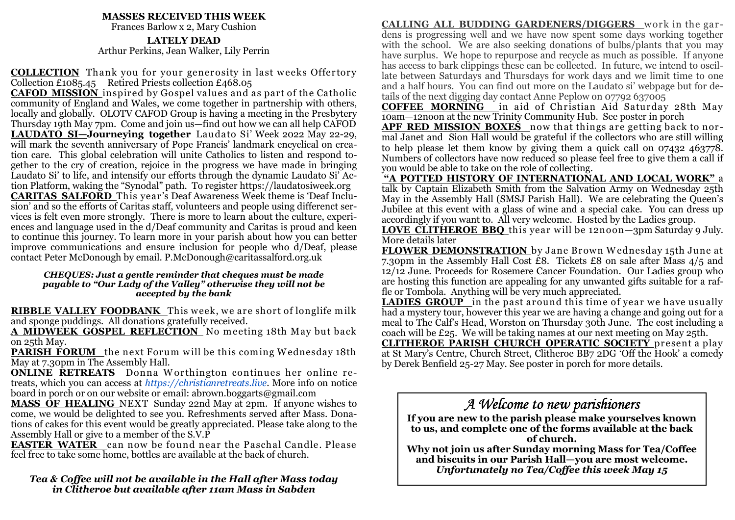**MASSES RECEIVED THIS WEEK**

Frances Barlow x 2, Mary Cushion

**LATELY DEAD**

Arthur Perkins, Jean Walker, Lily Perrin

**COLLECTION** Thank you for your generosity in last weeks Offertory Collection £1085.45 Retired Priests collection £468.05

**CAFOD MISSION** inspired by Gospel values and as part of the Catholic community of England and Wales, we come together in partnership with others, locally and globally. OLOTV CAFOD Group is having a meeting in the Presbytery Thursday 19th May 7pm. Come and join us—find out how we can all help CAFOD

**LAUDATO SI—Journeying together** Laudato Si' Week 2022 May 22-29, will mark the seventh anniversary of Pope Francis' landmark encyclical on creation care. This global celebration will unite Catholics to listen and respond together to the cry of creation, rejoice in the progress we have made in bringing Laudato Si' to life, and intensify our efforts through the dynamic Laudato Si' Action Platform, waking the "Synodal" path. To register https://laudatosiweek.org

**CARITAS SALFORD** This year's Deaf Awareness Week theme is 'Deaf Inclusion' and so the efforts of Caritas staff, volunteers and people using differenct services is felt even more strongly. There is more to learn about the culture, experiences and language used in the d/Deaf community and Caritas is proud and keen to continue this journey. To learn more in your parish about how you can better improve communications and ensure inclusion for people who d/Deaf, please contact Peter McDonough by email. P.McDonough@caritassalford.org.uk

***CHEQUES: Just a gentle reminder that cheques must be made payable to "Our Lady of the Valley" otherwise they will not be accepted by the bank***

**RIBBLE VALLEY FOODBANK** This week, we are short of longlife milk and sponge puddings. All donations gratefully received.

**A MIDWEEK GOSPEL REFLECTION** No meeting 18th May but back on 25th May.

**PARISH FORUM** the next Forum will be this coming Wednesday 18th May at 7.30pm in The Assembly Hall.

**ONLINE RETREATS** Donna Worthington continues her online retreats, which you can access at *https://christianretreats.live*. More info on notice board in porch or on our website or email: abrown.boggarts@gmail.com

**MASS OF HEALING** NEXT Sunday 22nd May at 2pm. If anyone wishes to come, we would be delighted to see you. Refreshments served after Mass. Donations of cakes for this event would be greatly appreciated. Please take along to the Assembly Hall or give to a member of the S.V.P

**EASTER WATER** can now be found near the Paschal Candle. Please feel free to take some home, bottles are available at the back of church.

***Tea & Coffee will not be available in the Hall after Mass today in Clitheroe but available after 11am Mass in Sabden***

**CALLING ALL BUDDING GARDENERS/DIGGERS** work in the gardens is progressing well and we have now spent some days working together with the school. We are also seeking donations of bulbs/plants that you may have surplus. We hope to repurpose and recycle as much as possible. If anyone has access to bark clippings these can be collected. In future, we intend to oscillate between Saturdays and Thursdays for work days and we limit time to one and a half hours. You can find out more on the Laudato si' webpage but for details of the next digging day contact Anne Peplow on 07792 637005

**COFFEE MORNING** in aid of Christian Aid Saturday 28th May 10am—12noon at the new Trinity Community Hub. See poster in porch

**APF RED MISSION BOXES** now that things are getting back to normal Janet and Sion Hall would be grateful if the collectors who are still willing to help please let them know by giving them a quick call on 07432 463778. Numbers of collectors have now reduced so please feel free to give them a call if you would be able to take on the role of collecting.

**"A POTTED HISTORY OF INTERNATIONAL AND LOCAL WORK"** a talk by Captain Elizabeth Smith from the Salvation Army on Wednesday 25th May in the Assembly Hall (SMSJ Parish Hall). We are celebrating the Queen's Jubilee at this event with a glass of wine and a special cake. You can dress up accordingly if you want to. All very welcome. Hosted by the Ladies group.

**LOVE CLITHEROE BBQ** this year will be 12noon—3pm Saturday 9 July. More details later

**FLOWER DEMONSTRATION** by Jane Brown Wednesday 15th June at 7.30pm in the Assembly Hall Cost £8. Tickets £8 on sale after Mass 4/5 and 12/12 June. Proceeds for Rosemere Cancer Foundation. Our Ladies group who are hosting this function are appealing for any unwanted gifts suitable for a raffle or Tombola. Anything will be very much appreciated.

**LADIES GROUP** in the past around this time of year we have usually had a mystery tour, however this year we are having a change and going out for a meal to The Calf's Head, Worston on Thursday 30th June. The cost including a coach will be £25. We will be taking names at our next meeting on May 25th.

**CLITHEROE PARISH CHURCH OPERATIC SOCIETY** present a play at St Mary's Centre, Church Street, Clitheroe BB7 2DG 'Off the Hook' a comedy by Derek Benfield 25-27 May. See poster in porch for more details.

## *A Welcome to new parishioners*

**If you are new to the parish please make yourselves known to us, and complete one of the forms available at the back of church.**

**Why not join us after Sunday morning Mass for Tea/Coffee and biscuits in our Parish Hall—you are most welcome.**

***Unfortunately no Tea/Coffee this week May 15***